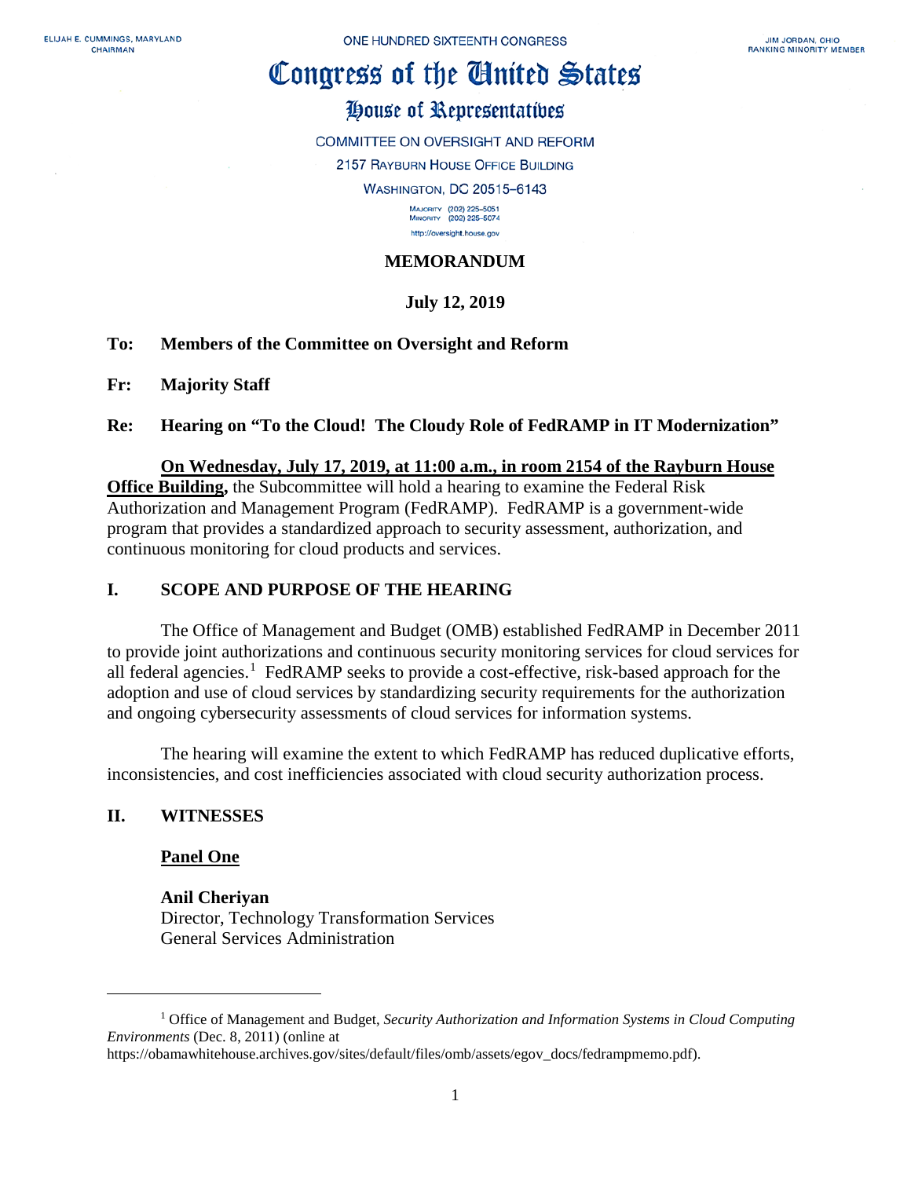ELIJAH E. CUMMINGS, MARYLAND
CHAIRMAN

ONE HUNDRED SIXTEENTH CONGRESS

JIM JORDAN, OHIO
RANKING MINORITY MEMBER

# Congress of the United States

## House of Representatives

COMMITTEE ON OVERSIGHT AND REFORM

2157 RAYBURN HOUSE OFFICE BUILDING

WASHINGTON, DC 20515–6143

MAJORITY (202) 225–5051
MINORITY (202) 225–5074

http://oversight.house.gov

**MEMORANDUM**

**July 12, 2019**

**To: Members of the Committee on Oversight and Reform**

**Fr: Majority Staff**

**Re: Hearing on "To the Cloud! The Cloudy Role of FedRAMP in IT Modernization"**

**On Wednesday, July 17, 2019, at 11:00 a.m., in room 2154 of the Rayburn House Office Building,** the Subcommittee will hold a hearing to examine the Federal Risk Authorization and Management Program (FedRAMP). FedRAMP is a government-wide program that provides a standardized approach to security assessment, authorization, and continuous monitoring for cloud products and services.

## I. SCOPE AND PURPOSE OF THE HEARING

The Office of Management and Budget (OMB) established FedRAMP in December 2011 to provide joint authorizations and continuous security monitoring services for cloud services for all federal agencies.[1] FedRAMP seeks to provide a cost-effective, risk-based approach for the adoption and use of cloud services by standardizing security requirements for the authorization and ongoing cybersecurity assessments of cloud services for information systems.

The hearing will examine the extent to which FedRAMP has reduced duplicative efforts, inconsistencies, and cost inefficiencies associated with cloud security authorization process.

## II. WITNESSES

**Panel One**

**Anil Cheriyan**
Director, Technology Transformation Services
General Services Administration

---

[1] Office of Management and Budget, *Security Authorization and Information Systems in Cloud Computing Environments* (Dec. 8, 2011) (online at https://obamawhitehouse.archives.gov/sites/default/files/omb/assets/egov_docs/fedrampmemo.pdf).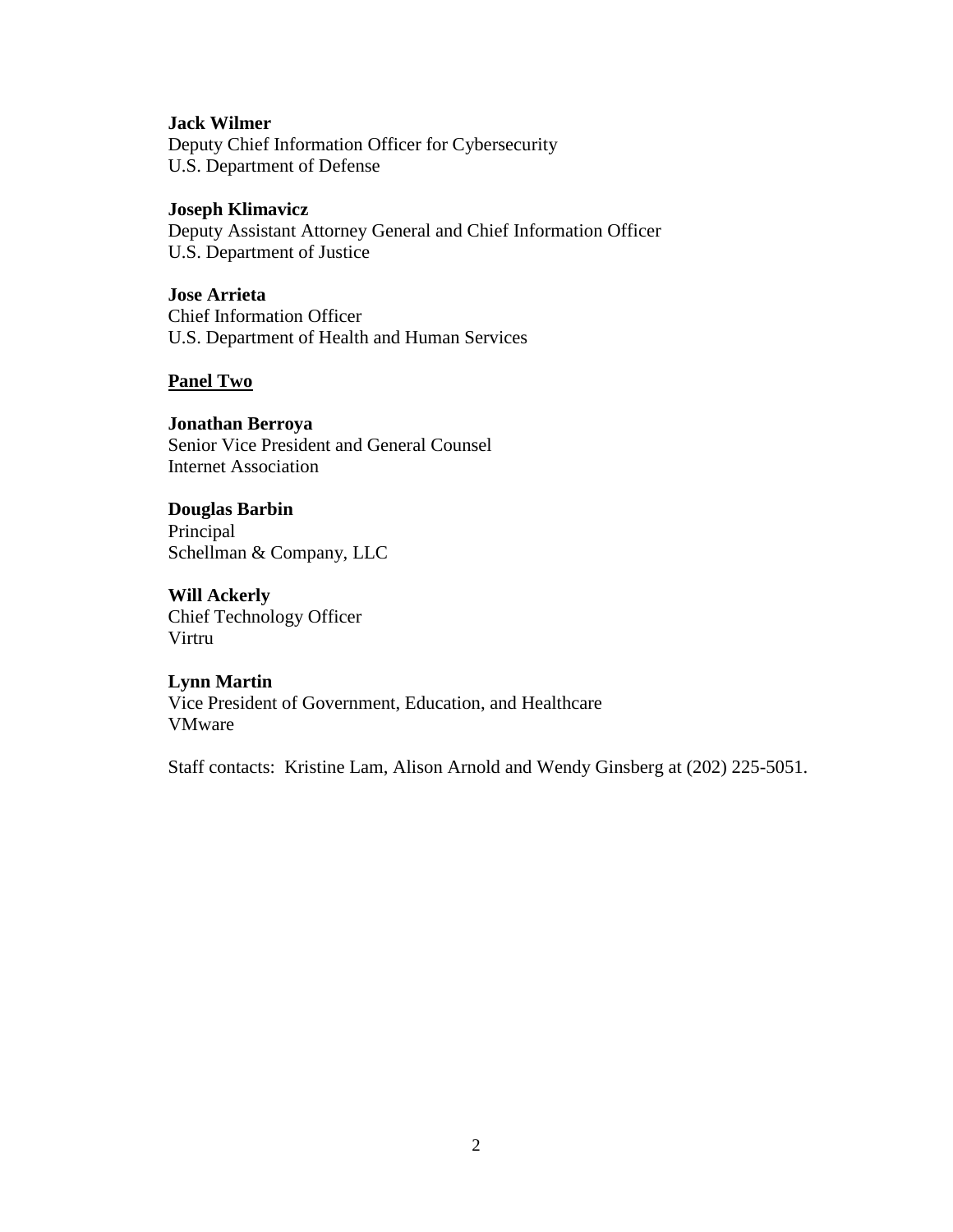**Jack Wilmer**
Deputy Chief Information Officer for Cybersecurity
U.S. Department of Defense

**Joseph Klimavicz**
Deputy Assistant Attorney General and Chief Information Officer
U.S. Department of Justice

**Jose Arrieta**
Chief Information Officer
U.S. Department of Health and Human Services

**Panel Two**

**Jonathan Berroya**
Senior Vice President and General Counsel
Internet Association

**Douglas Barbin**
Principal
Schellman & Company, LLC

**Will Ackerly**
Chief Technology Officer
Virtru

**Lynn Martin**
Vice President of Government, Education, and Healthcare
VMware

Staff contacts: Kristine Lam, Alison Arnold and Wendy Ginsberg at (202) 225-5051.